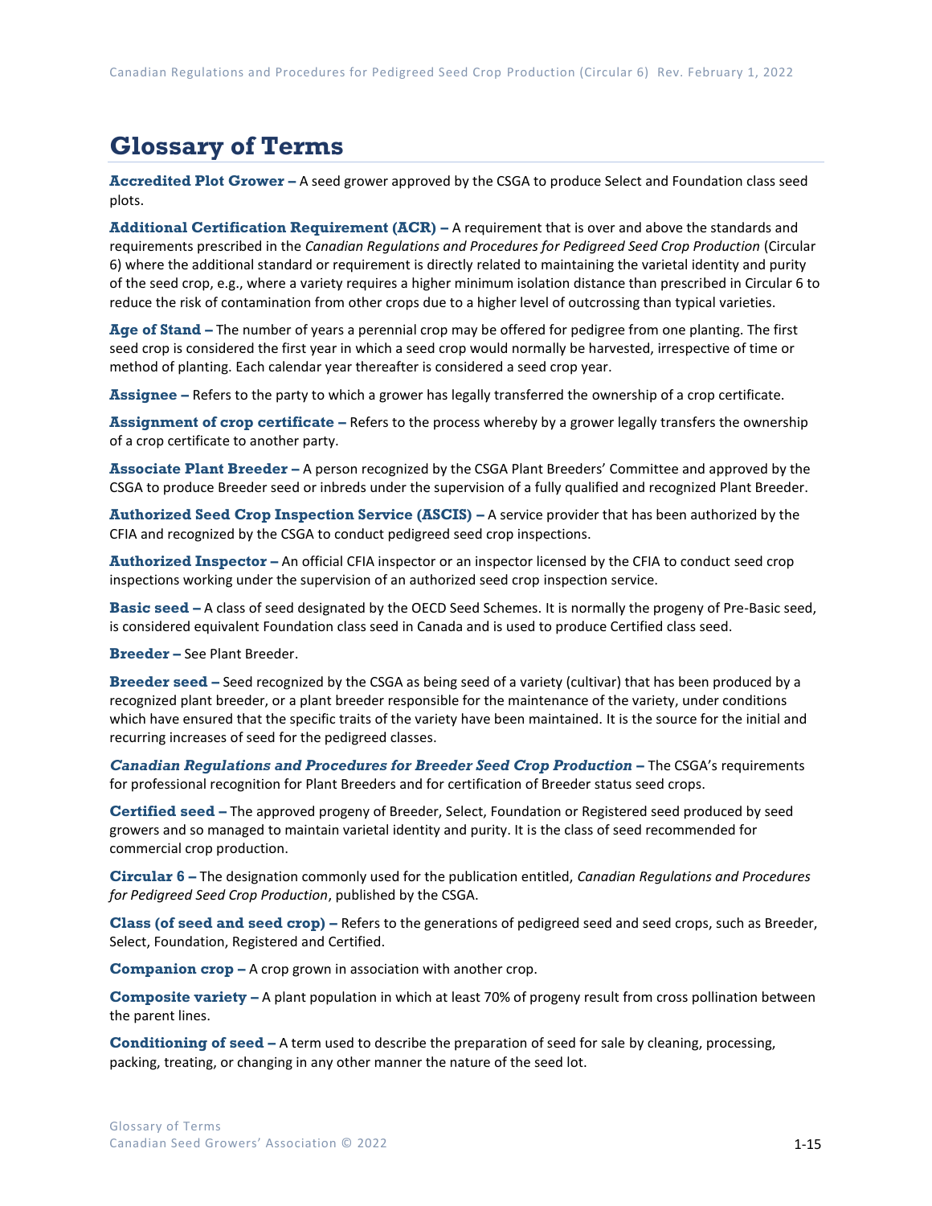# Glossary of Terms

**Accredited Plot Grower –** A seed grower approved by the CSGA to produce Select and Foundation class seed plots.

**Additional Certification Requirement (ACR) –** A requirement that is over and above the standards and requirements prescribed in the *Canadian Regulations and Procedures for Pedigreed Seed Crop Production* (Circular 6) where the additional standard or requirement is directly related to maintaining the varietal identity and purity of the seed crop, e.g., where a variety requires a higher minimum isolation distance than prescribed in Circular 6 to reduce the risk of contamination from other crops due to a higher level of outcrossing than typical varieties.

**Age of Stand –** The number of years a perennial crop may be offered for pedigree from one planting. The first seed crop is considered the first year in which a seed crop would normally be harvested, irrespective of time or method of planting. Each calendar year thereafter is considered a seed crop year.

**Assignee –** Refers to the party to which a grower has legally transferred the ownership of a crop certificate.

**Assignment of crop certificate –** Refers to the process whereby by a grower legally transfers the ownership of a crop certificate to another party.

**Associate Plant Breeder –** A person recognized by the CSGA Plant Breeders' Committee and approved by the CSGA to produce Breeder seed or inbreds under the supervision of a fully qualified and recognized Plant Breeder.

**Authorized Seed Crop Inspection Service (ASCIS) –** A service provider that has been authorized by the CFIA and recognized by the CSGA to conduct pedigreed seed crop inspections.

**Authorized Inspector –** An official CFIA inspector or an inspector licensed by the CFIA to conduct seed crop inspections working under the supervision of an authorized seed crop inspection service.

**Basic seed –** A class of seed designated by the OECD Seed Schemes. It is normally the progeny of Pre-Basic seed, is considered equivalent Foundation class seed in Canada and is used to produce Certified class seed.

**Breeder –** See Plant Breeder.

**Breeder seed –** Seed recognized by the CSGA as being seed of a variety (cultivar) that has been produced by a recognized plant breeder, or a plant breeder responsible for the maintenance of the variety, under conditions which have ensured that the specific traits of the variety have been maintained. It is the source for the initial and recurring increases of seed for the pedigreed classes.

***Canadian Regulations and Procedures for Breeder Seed Crop Production* –** The CSGA's requirements for professional recognition for Plant Breeders and for certification of Breeder status seed crops.

**Certified seed –** The approved progeny of Breeder, Select, Foundation or Registered seed produced by seed growers and so managed to maintain varietal identity and purity. It is the class of seed recommended for commercial crop production.

**Circular 6 –** The designation commonly used for the publication entitled, *Canadian Regulations and Procedures for Pedigreed Seed Crop Production*, published by the CSGA.

**Class (of seed and seed crop) –** Refers to the generations of pedigreed seed and seed crops, such as Breeder, Select, Foundation, Registered and Certified.

**Companion crop –** A crop grown in association with another crop.

**Composite variety –** A plant population in which at least 70% of progeny result from cross pollination between the parent lines.

**Conditioning of seed –** A term used to describe the preparation of seed for sale by cleaning, processing, packing, treating, or changing in any other manner the nature of the seed lot.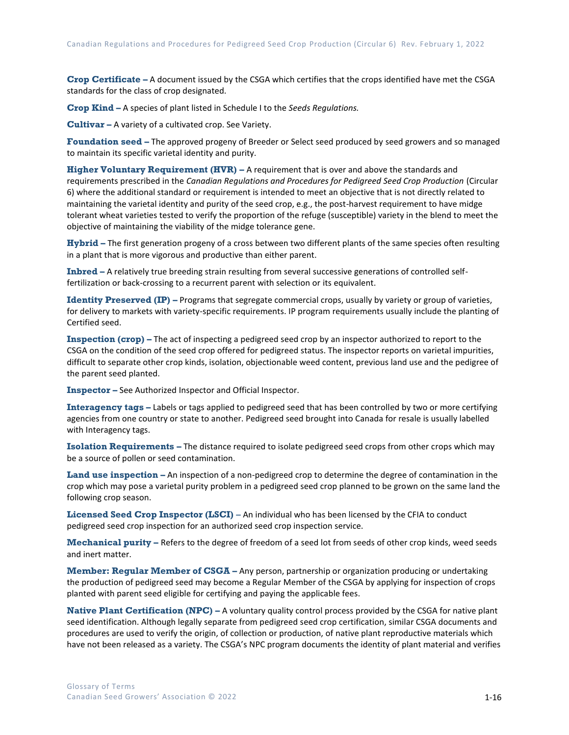**Crop Certificate –** A document issued by the CSGA which certifies that the crops identified have met the CSGA standards for the class of crop designated.

**Crop Kind –** A species of plant listed in Schedule I to the *Seeds Regulations.*

**Cultivar –** A variety of a cultivated crop. See Variety.

**Foundation seed –** The approved progeny of Breeder or Select seed produced by seed growers and so managed to maintain its specific varietal identity and purity.

**Higher Voluntary Requirement (HVR) –** A requirement that is over and above the standards and requirements prescribed in the *Canadian Regulations and Procedures for Pedigreed Seed Crop Production* (Circular 6) where the additional standard or requirement is intended to meet an objective that is not directly related to maintaining the varietal identity and purity of the seed crop, e.g., the post-harvest requirement to have midge tolerant wheat varieties tested to verify the proportion of the refuge (susceptible) variety in the blend to meet the objective of maintaining the viability of the midge tolerance gene.

**Hybrid –** The first generation progeny of a cross between two different plants of the same species often resulting in a plant that is more vigorous and productive than either parent.

**Inbred –** A relatively true breeding strain resulting from several successive generations of controlled self-fertilization or back-crossing to a recurrent parent with selection or its equivalent.

**Identity Preserved (IP) –** Programs that segregate commercial crops, usually by variety or group of varieties, for delivery to markets with variety-specific requirements. IP program requirements usually include the planting of Certified seed.

**Inspection (crop) –** The act of inspecting a pedigreed seed crop by an inspector authorized to report to the CSGA on the condition of the seed crop offered for pedigreed status. The inspector reports on varietal impurities, difficult to separate other crop kinds, isolation, objectionable weed content, previous land use and the pedigree of the parent seed planted.

**Inspector –** See Authorized Inspector and Official Inspector.

**Interagency tags –** Labels or tags applied to pedigreed seed that has been controlled by two or more certifying agencies from one country or state to another. Pedigreed seed brought into Canada for resale is usually labelled with Interagency tags.

**Isolation Requirements –** The distance required to isolate pedigreed seed crops from other crops which may be a source of pollen or seed contamination.

**Land use inspection –** An inspection of a non-pedigreed crop to determine the degree of contamination in the crop which may pose a varietal purity problem in a pedigreed seed crop planned to be grown on the same land the following crop season.

**Licensed Seed Crop Inspector (LSCI) –** An individual who has been licensed by the CFIA to conduct pedigreed seed crop inspection for an authorized seed crop inspection service.

**Mechanical purity –** Refers to the degree of freedom of a seed lot from seeds of other crop kinds, weed seeds and inert matter.

**Member: Regular Member of CSGA –** Any person, partnership or organization producing or undertaking the production of pedigreed seed may become a Regular Member of the CSGA by applying for inspection of crops planted with parent seed eligible for certifying and paying the applicable fees.

**Native Plant Certification (NPC) –** A voluntary quality control process provided by the CSGA for native plant seed identification. Although legally separate from pedigreed seed crop certification, similar CSGA documents and procedures are used to verify the origin, of collection or production, of native plant reproductive materials which have not been released as a variety. The CSGA's NPC program documents the identity of plant material and verifies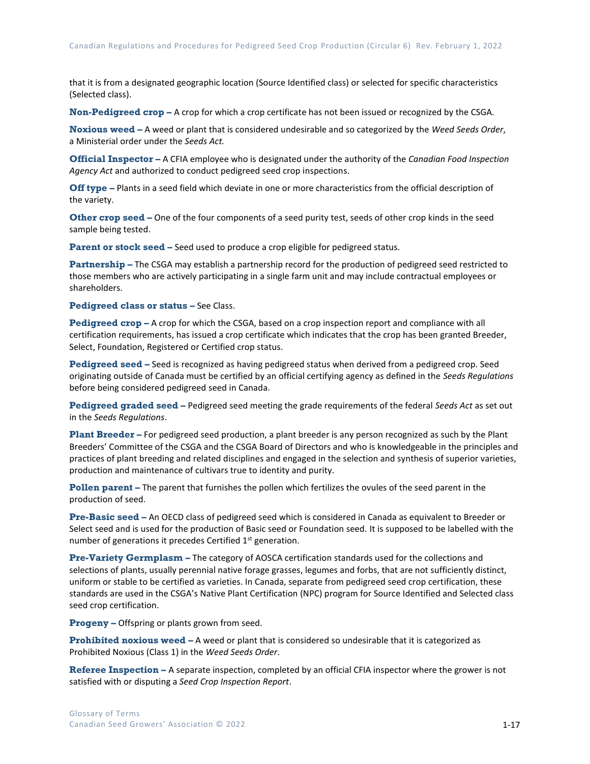that it is from a designated geographic location (Source Identified class) or selected for specific characteristics (Selected class).

**Non-Pedigreed crop –** A crop for which a crop certificate has not been issued or recognized by the CSGA.

**Noxious weed –** A weed or plant that is considered undesirable and so categorized by the *Weed Seeds Order*, a Ministerial order under the *Seeds Act.*

**Official Inspector –** A CFIA employee who is designated under the authority of the *Canadian Food Inspection Agency Act* and authorized to conduct pedigreed seed crop inspections.

**Off type –** Plants in a seed field which deviate in one or more characteristics from the official description of the variety.

**Other crop seed –** One of the four components of a seed purity test, seeds of other crop kinds in the seed sample being tested.

**Parent or stock seed –** Seed used to produce a crop eligible for pedigreed status.

**Partnership –** The CSGA may establish a partnership record for the production of pedigreed seed restricted to those members who are actively participating in a single farm unit and may include contractual employees or shareholders.

**Pedigreed class or status –** See Class.

**Pedigreed crop –** A crop for which the CSGA, based on a crop inspection report and compliance with all certification requirements, has issued a crop certificate which indicates that the crop has been granted Breeder, Select, Foundation, Registered or Certified crop status.

**Pedigreed seed –** Seed is recognized as having pedigreed status when derived from a pedigreed crop. Seed originating outside of Canada must be certified by an official certifying agency as defined in the *Seeds Regulations* before being considered pedigreed seed in Canada.

**Pedigreed graded seed –** Pedigreed seed meeting the grade requirements of the federal *Seeds Act* as set out in the *Seeds Regulations*.

**Plant Breeder –** For pedigreed seed production, a plant breeder is any person recognized as such by the Plant Breeders' Committee of the CSGA and the CSGA Board of Directors and who is knowledgeable in the principles and practices of plant breeding and related disciplines and engaged in the selection and synthesis of superior varieties, production and maintenance of cultivars true to identity and purity.

**Pollen parent –** The parent that furnishes the pollen which fertilizes the ovules of the seed parent in the production of seed.

**Pre-Basic seed –** An OECD class of pedigreed seed which is considered in Canada as equivalent to Breeder or Select seed and is used for the production of Basic seed or Foundation seed. It is supposed to be labelled with the number of generations it precedes Certified 1st generation.

**Pre-Variety Germplasm –** The category of AOSCA certification standards used for the collections and selections of plants, usually perennial native forage grasses, legumes and forbs, that are not sufficiently distinct, uniform or stable to be certified as varieties. In Canada, separate from pedigreed seed crop certification, these standards are used in the CSGA's Native Plant Certification (NPC) program for Source Identified and Selected class seed crop certification.

**Progeny –** Offspring or plants grown from seed.

**Prohibited noxious weed –** A weed or plant that is considered so undesirable that it is categorized as Prohibited Noxious (Class 1) in the *Weed Seeds Order*.

**Referee Inspection –** A separate inspection, completed by an official CFIA inspector where the grower is not satisfied with or disputing a *Seed Crop Inspection Report*.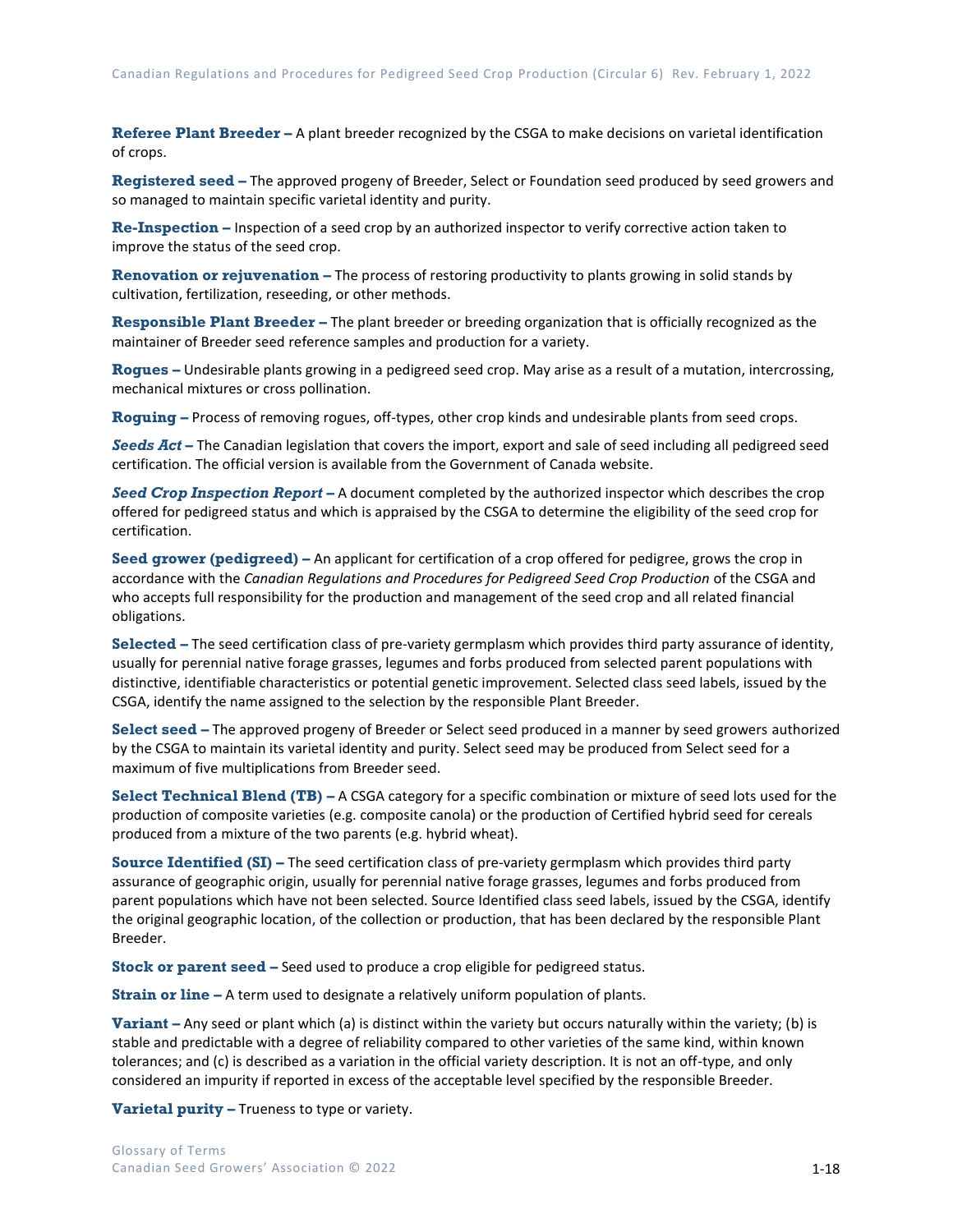**Referee Plant Breeder –** A plant breeder recognized by the CSGA to make decisions on varietal identification of crops.

**Registered seed –** The approved progeny of Breeder, Select or Foundation seed produced by seed growers and so managed to maintain specific varietal identity and purity.

**Re-Inspection –** Inspection of a seed crop by an authorized inspector to verify corrective action taken to improve the status of the seed crop.

**Renovation or rejuvenation –** The process of restoring productivity to plants growing in solid stands by cultivation, fertilization, reseeding, or other methods.

**Responsible Plant Breeder –** The plant breeder or breeding organization that is officially recognized as the maintainer of Breeder seed reference samples and production for a variety.

**Rogues –** Undesirable plants growing in a pedigreed seed crop. May arise as a result of a mutation, intercrossing, mechanical mixtures or cross pollination.

**Roguing –** Process of removing rogues, off-types, other crop kinds and undesirable plants from seed crops.

***Seeds Act* –** The Canadian legislation that covers the import, export and sale of seed including all pedigreed seed certification. The official version is available from the Government of Canada website.

***Seed Crop Inspection Report* –** A document completed by the authorized inspector which describes the crop offered for pedigreed status and which is appraised by the CSGA to determine the eligibility of the seed crop for certification.

**Seed grower (pedigreed) –** An applicant for certification of a crop offered for pedigree, grows the crop in accordance with the *Canadian Regulations and Procedures for Pedigreed Seed Crop Production* of the CSGA and who accepts full responsibility for the production and management of the seed crop and all related financial obligations.

**Selected –** The seed certification class of pre-variety germplasm which provides third party assurance of identity, usually for perennial native forage grasses, legumes and forbs produced from selected parent populations with distinctive, identifiable characteristics or potential genetic improvement. Selected class seed labels, issued by the CSGA, identify the name assigned to the selection by the responsible Plant Breeder.

**Select seed –** The approved progeny of Breeder or Select seed produced in a manner by seed growers authorized by the CSGA to maintain its varietal identity and purity. Select seed may be produced from Select seed for a maximum of five multiplications from Breeder seed.

**Select Technical Blend (TB) –** A CSGA category for a specific combination or mixture of seed lots used for the production of composite varieties (e.g. composite canola) or the production of Certified hybrid seed for cereals produced from a mixture of the two parents (e.g. hybrid wheat).

**Source Identified (SI) –** The seed certification class of pre-variety germplasm which provides third party assurance of geographic origin, usually for perennial native forage grasses, legumes and forbs produced from parent populations which have not been selected. Source Identified class seed labels, issued by the CSGA, identify the original geographic location, of the collection or production, that has been declared by the responsible Plant Breeder.

**Stock or parent seed –** Seed used to produce a crop eligible for pedigreed status.

**Strain or line –** A term used to designate a relatively uniform population of plants.

**Variant –** Any seed or plant which (a) is distinct within the variety but occurs naturally within the variety; (b) is stable and predictable with a degree of reliability compared to other varieties of the same kind, within known tolerances; and (c) is described as a variation in the official variety description. It is not an off-type, and only considered an impurity if reported in excess of the acceptable level specified by the responsible Breeder.

**Varietal purity –** Trueness to type or variety.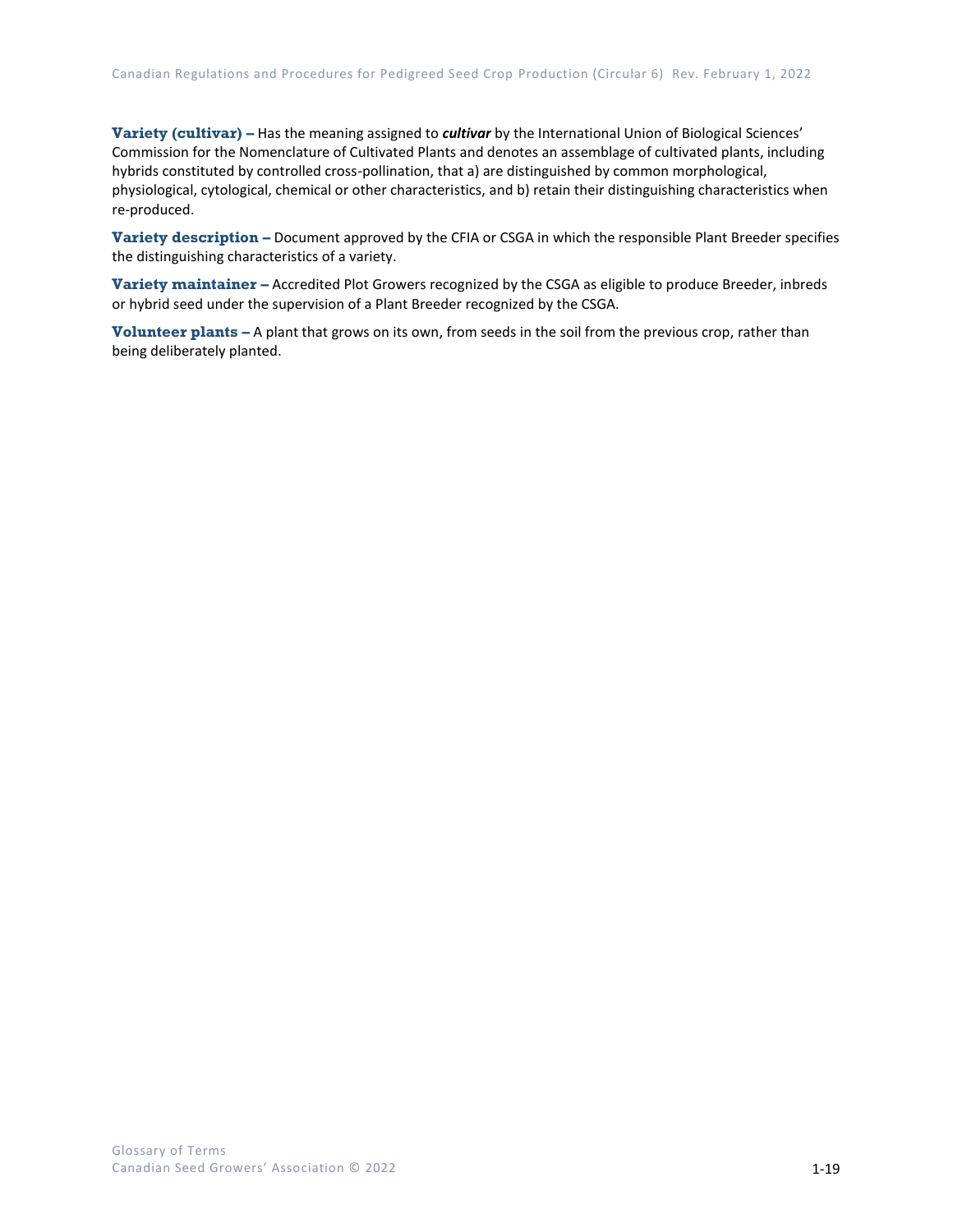**Variety (cultivar) –** Has the meaning assigned to ***cultivar*** by the International Union of Biological Sciences' Commission for the Nomenclature of Cultivated Plants and denotes an assemblage of cultivated plants, including hybrids constituted by controlled cross-pollination, that a) are distinguished by common morphological, physiological, cytological, chemical or other characteristics, and b) retain their distinguishing characteristics when re-produced.

**Variety description –** Document approved by the CFIA or CSGA in which the responsible Plant Breeder specifies the distinguishing characteristics of a variety.

**Variety maintainer –** Accredited Plot Growers recognized by the CSGA as eligible to produce Breeder, inbreds or hybrid seed under the supervision of a Plant Breeder recognized by the CSGA.

**Volunteer plants –** A plant that grows on its own, from seeds in the soil from the previous crop, rather than being deliberately planted.